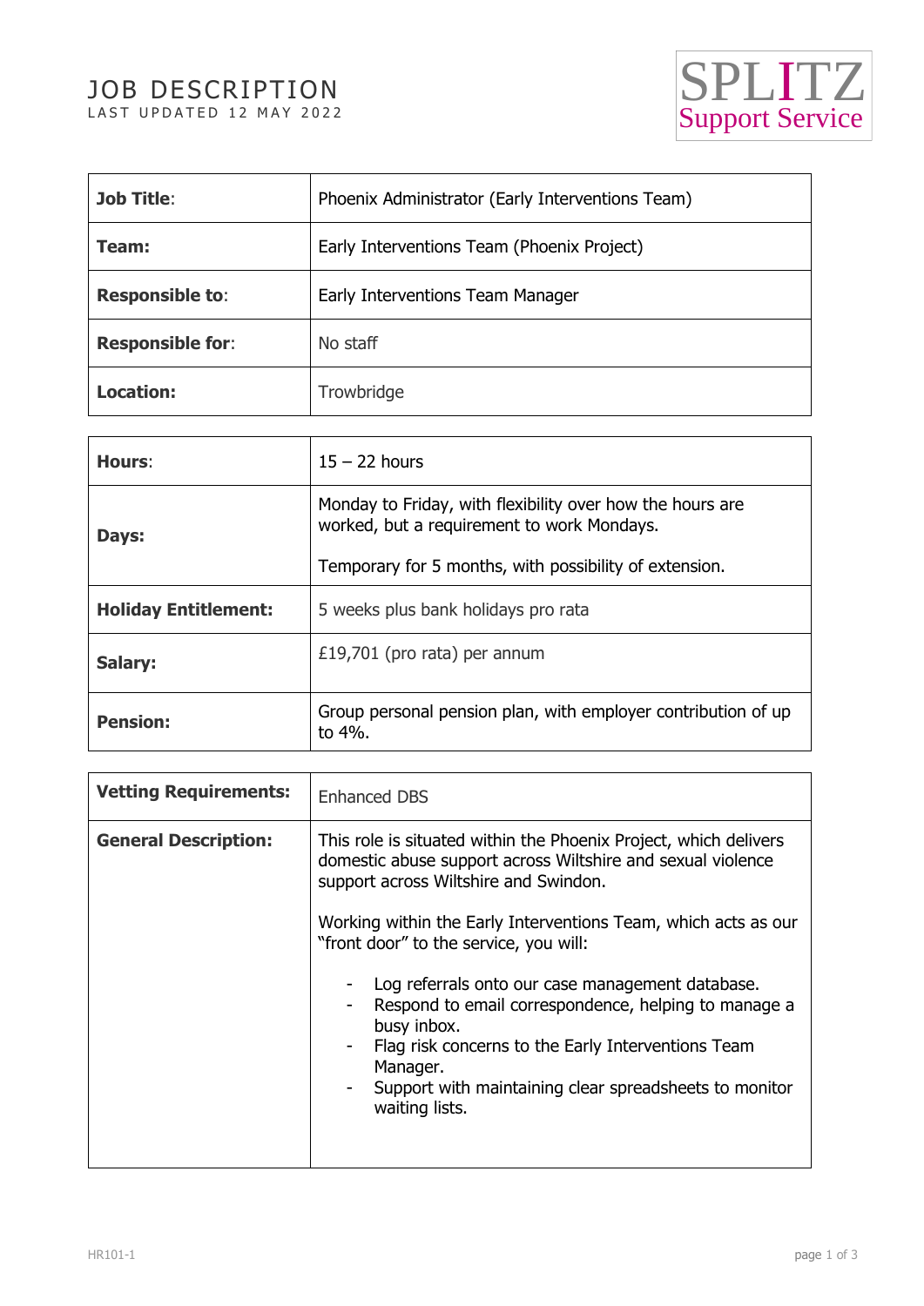# JOB DESCRIPTION

LAST UPDATED 12 MAY 2022

SPLITZ Support Service

| | |
|---|---|
| **Job Title**: | Phoenix Administrator (Early Interventions Team) |
| **Team:** | Early Interventions Team (Phoenix Project) |
| **Responsible to**: | Early Interventions Team Manager |
| **Responsible for**: | No staff |
| **Location:** | Trowbridge |

| | |
|---|---|
| **Hours**: | 15 – 22 hours |
| **Days:** | Monday to Friday, with flexibility over how the hours are worked, but a requirement to work Mondays.<br><br>Temporary for 5 months, with possibility of extension. |
| **Holiday Entitlement:** | 5 weeks plus bank holidays pro rata |
| **Salary:** | £19,701 (pro rata) per annum |
| **Pension:** | Group personal pension plan, with employer contribution of up to 4%. |

| | |
|---|---|
| **Vetting Requirements:** | Enhanced DBS |
| **General Description:** | This role is situated within the Phoenix Project, which delivers domestic abuse support across Wiltshire and sexual violence support across Wiltshire and Swindon.<br><br>Working within the Early Interventions Team, which acts as our "front door" to the service, you will:<br><br>- Log referrals onto our case management database.<br>- Respond to email correspondence, helping to manage a busy inbox.<br>- Flag risk concerns to the Early Interventions Team Manager.<br>- Support with maintaining clear spreadsheets to monitor waiting lists. |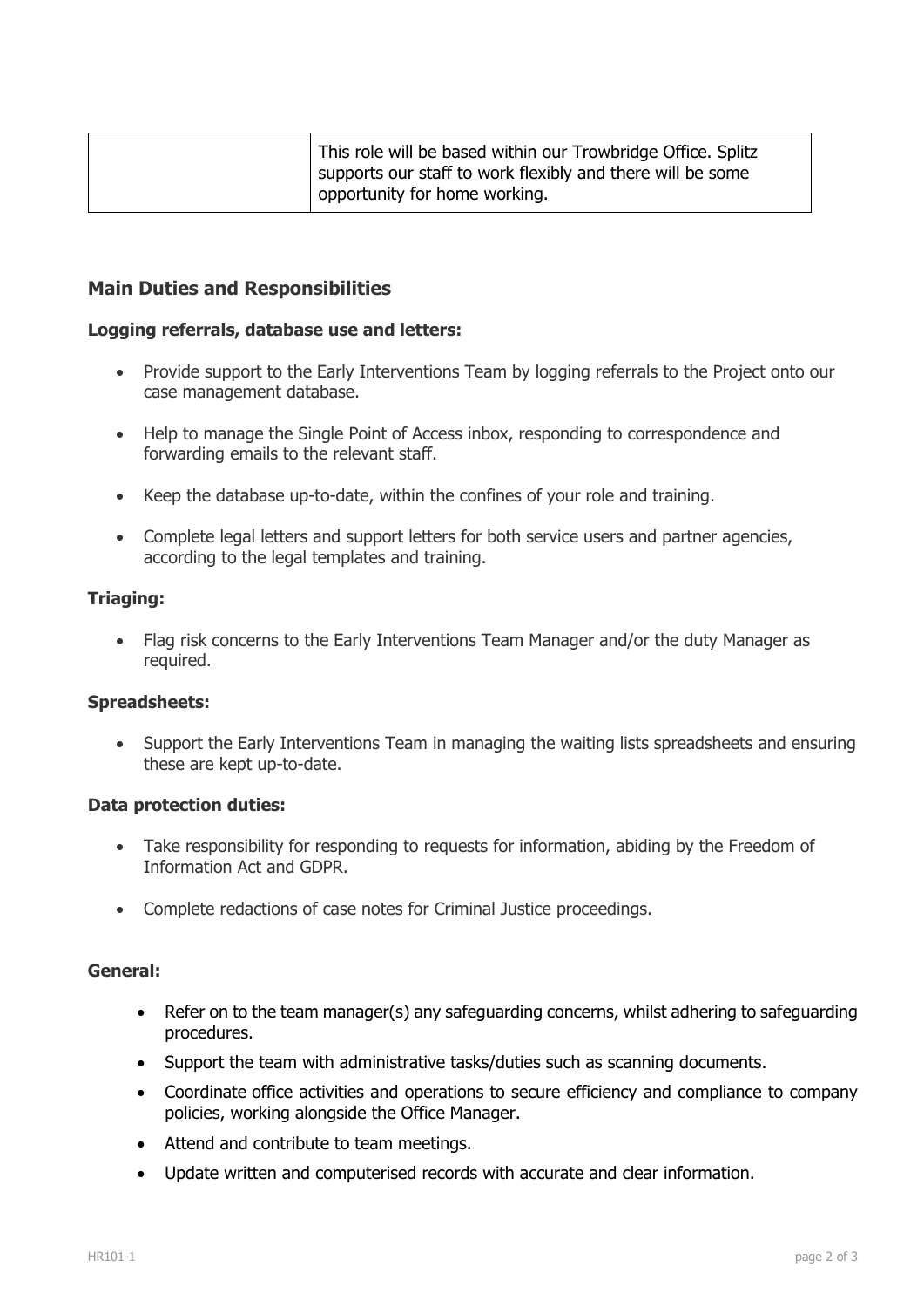| | This role will be based within our Trowbridge Office. Splitz supports our staff to work flexibly and there will be some opportunity for home working. |
|---|---|

## Main Duties and Responsibilities

**Logging referrals, database use and letters:**

- Provide support to the Early Interventions Team by logging referrals to the Project onto our case management database.
- Help to manage the Single Point of Access inbox, responding to correspondence and forwarding emails to the relevant staff.
- Keep the database up-to-date, within the confines of your role and training.
- Complete legal letters and support letters for both service users and partner agencies, according to the legal templates and training.

**Triaging:**

- Flag risk concerns to the Early Interventions Team Manager and/or the duty Manager as required.

**Spreadsheets:**

- Support the Early Interventions Team in managing the waiting lists spreadsheets and ensuring these are kept up-to-date.

**Data protection duties:**

- Take responsibility for responding to requests for information, abiding by the Freedom of Information Act and GDPR.
- Complete redactions of case notes for Criminal Justice proceedings.

**General:**

- Refer on to the team manager(s) any safeguarding concerns, whilst adhering to safeguarding procedures.
- Support the team with administrative tasks/duties such as scanning documents.
- Coordinate office activities and operations to secure efficiency and compliance to company policies, working alongside the Office Manager.
- Attend and contribute to team meetings.
- Update written and computerised records with accurate and clear information.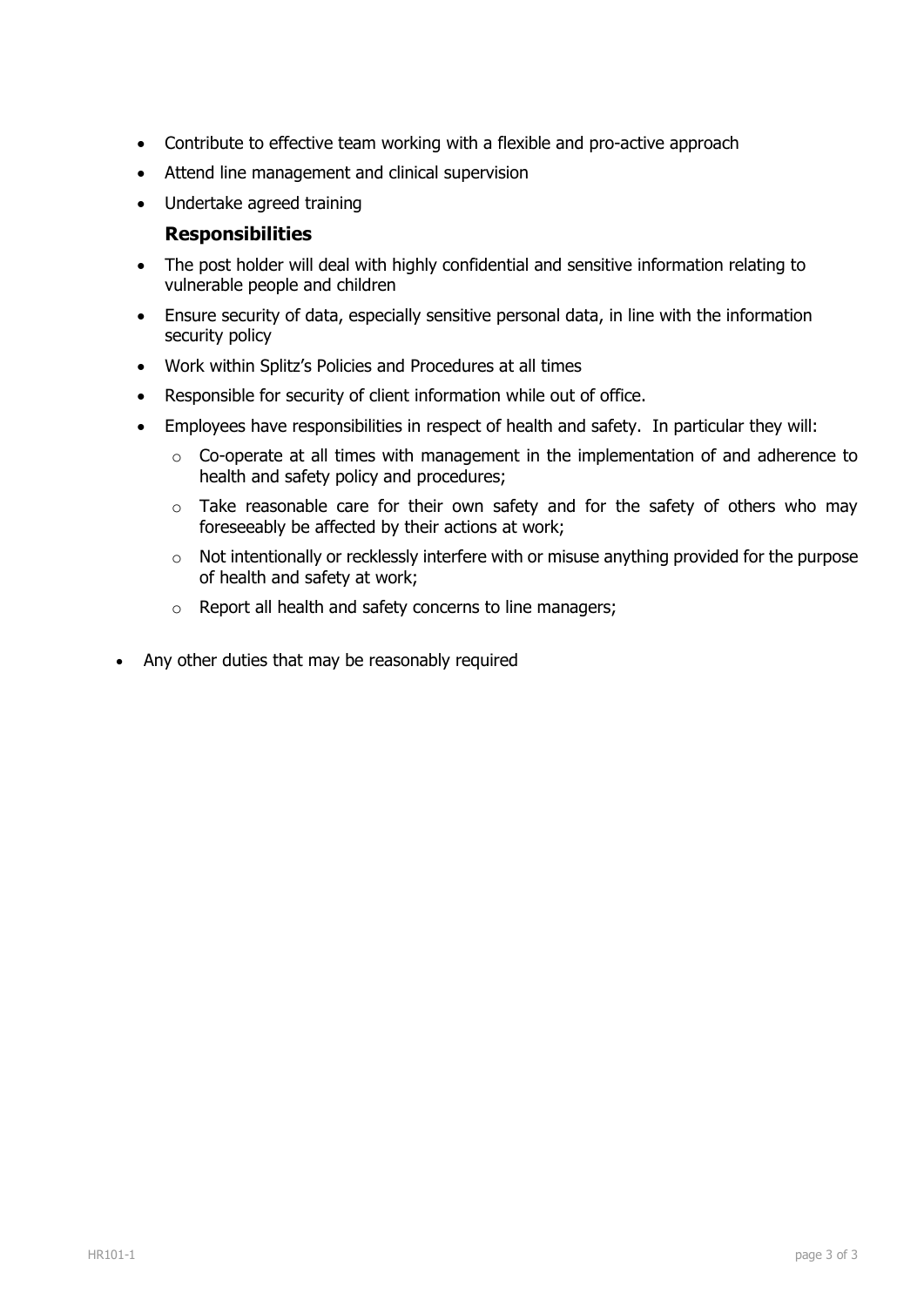- Contribute to effective team working with a flexible and pro-active approach
- Attend line management and clinical supervision
- Undertake agreed training

**Responsibilities**

- The post holder will deal with highly confidential and sensitive information relating to vulnerable people and children
- Ensure security of data, especially sensitive personal data, in line with the information security policy
- Work within Splitz's Policies and Procedures at all times
- Responsible for security of client information while out of office.
- Employees have responsibilities in respect of health and safety. In particular they will:
  - Co-operate at all times with management in the implementation of and adherence to health and safety policy and procedures;
  - Take reasonable care for their own safety and for the safety of others who may foreseeably be affected by their actions at work;
  - Not intentionally or recklessly interfere with or misuse anything provided for the purpose of health and safety at work;
  - Report all health and safety concerns to line managers;

- Any other duties that may be reasonably required